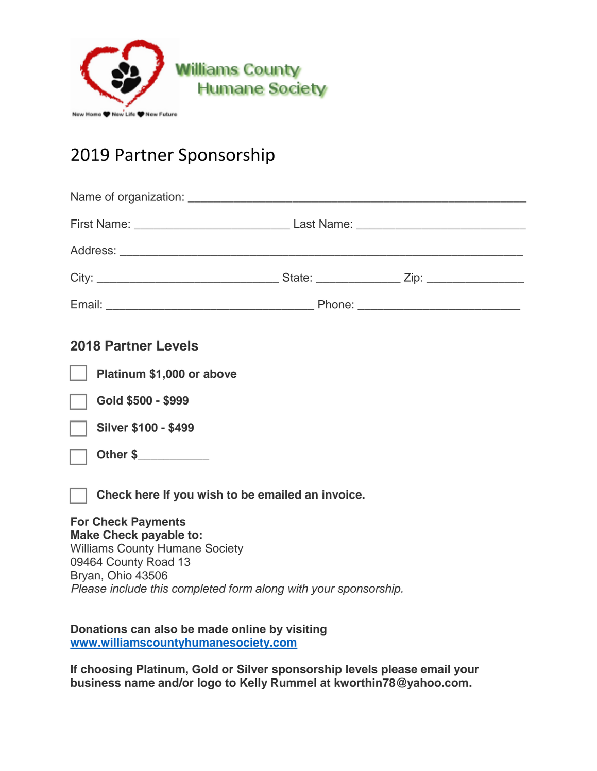Williams County
Humane Society

New Home ♥ New Life ♥ New Future

# 2019 Partner Sponsorship

Name of organization: ____________________________________________________

First Name: ________________________ Last Name: __________________________

Address: ______________________________________________________________

City: ____________________________ State: _____________ Zip: _______________

Email: ________________________________ Phone: __________________________

## 2018 Partner Levels

- ☐ **Platinum $1,000 or above**
- ☐ **Gold $500 - $999**
- ☐ **Silver $100 - $499**
- ☐ **Other $___________**

☐ **Check here If you wish to be emailed an invoice.**

**For Check Payments**
**Make Check payable to:**
Williams County Humane Society
09464 County Road 13
Bryan, Ohio 43506
*Please include this completed form along with your sponsorship.*

**Donations can also be made online by visiting**
**www.williamscountyhumanesociety.com**

**If choosing Platinum, Gold or Silver sponsorship levels please email your business name and/or logo to Kelly Rummel at kworthin78@yahoo.com.**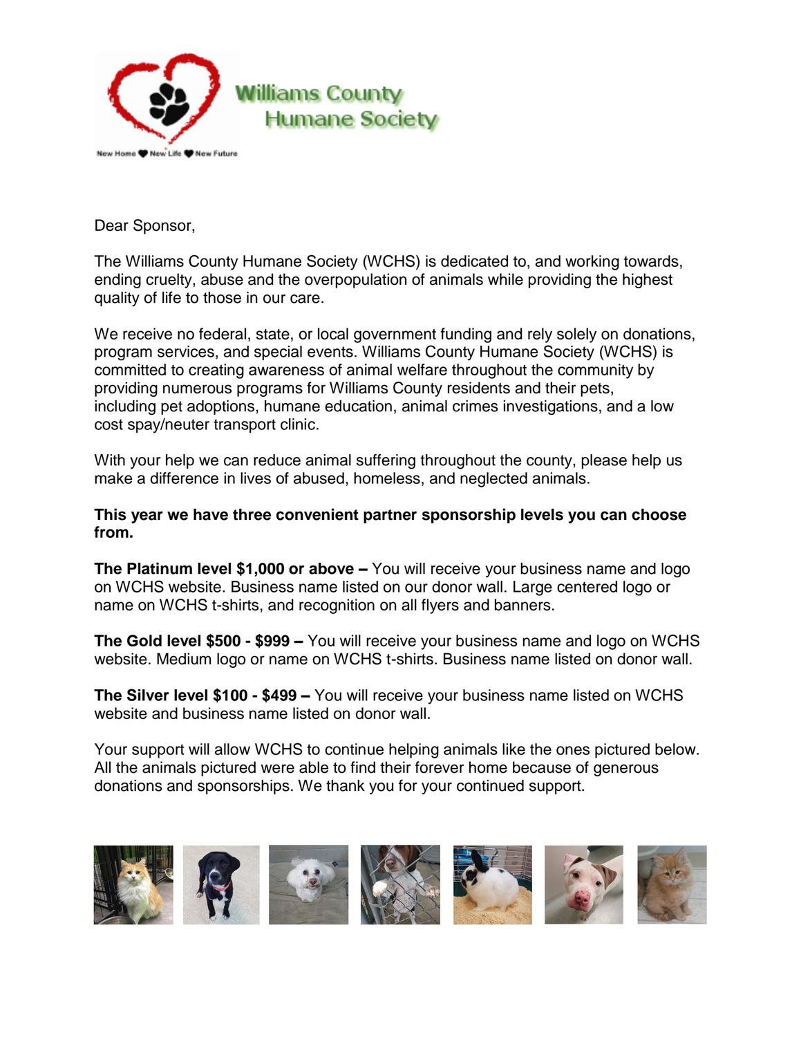Williams County Humane Society

New Home ♥ New Life ♥ New Future

Dear Sponsor,

The Williams County Humane Society (WCHS) is dedicated to, and working towards, ending cruelty, abuse and the overpopulation of animals while providing the highest quality of life to those in our care.

We receive no federal, state, or local government funding and rely solely on donations, program services, and special events. Williams County Humane Society (WCHS) is committed to creating awareness of animal welfare throughout the community by providing numerous programs for Williams County residents and their pets, including pet adoptions, humane education, animal crimes investigations, and a low cost spay/neuter transport clinic.

With your help we can reduce animal suffering throughout the county, please help us make a difference in lives of abused, homeless, and neglected animals.

**This year we have three convenient partner sponsorship levels you can choose from.**

**The Platinum level $1,000 or above –** You will receive your business name and logo on WCHS website. Business name listed on our donor wall. Large centered logo or name on WCHS t-shirts, and recognition on all flyers and banners.

**The Gold level $500 - $999 –** You will receive your business name and logo on WCHS website. Medium logo or name on WCHS t-shirts. Business name listed on donor wall.

**The Silver level $100 - $499 –** You will receive your business name listed on WCHS website and business name listed on donor wall.

Your support will allow WCHS to continue helping animals like the ones pictured below. All the animals pictured were able to find their forever home because of generous donations and sponsorships. We thank you for your continued support.